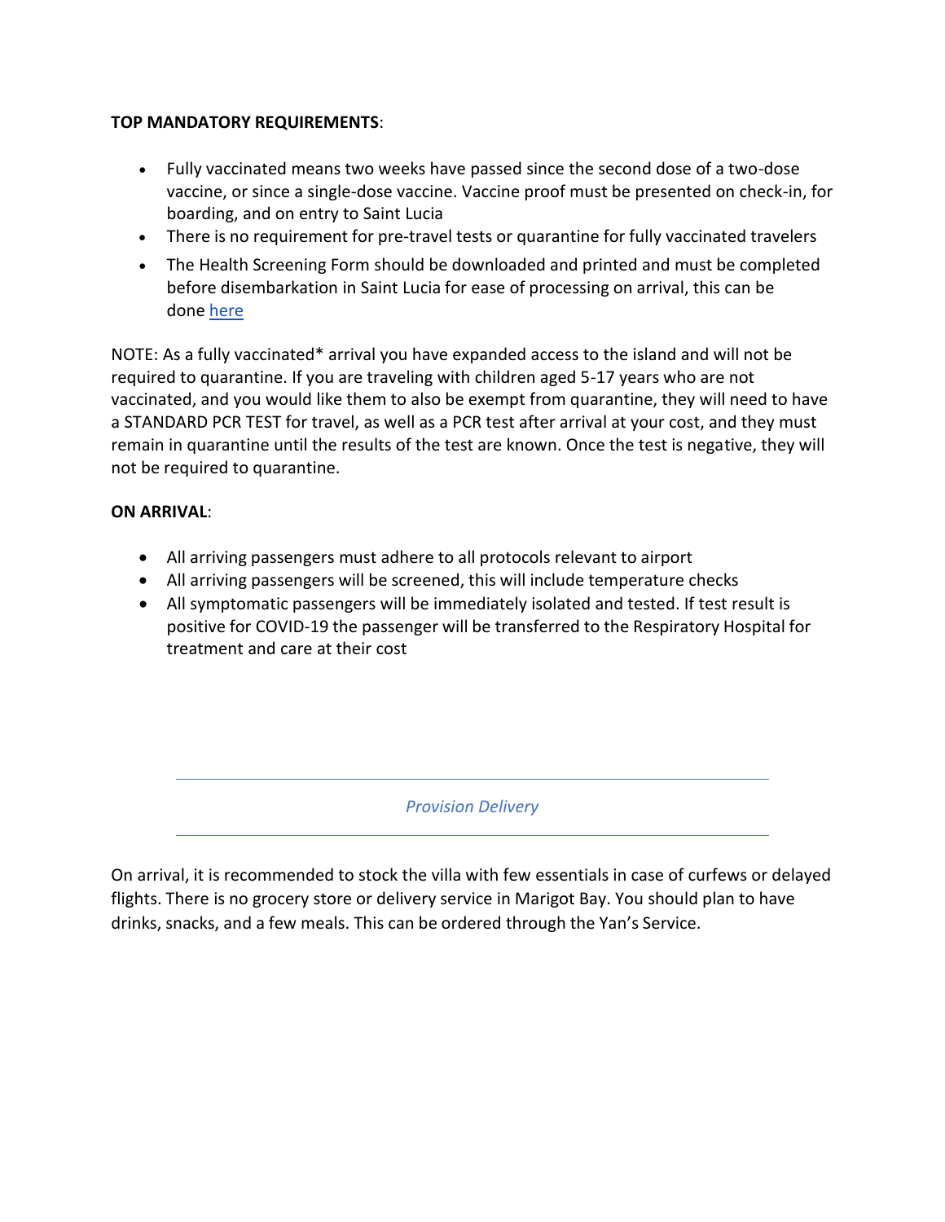**TOP MANDATORY REQUIREMENTS**:

- Fully vaccinated means two weeks have passed since the second dose of a two-dose vaccine, or since a single-dose vaccine. Vaccine proof must be presented on check-in, for boarding, and on entry to Saint Lucia
- There is no requirement for pre-travel tests or quarantine for fully vaccinated travelers
- The Health Screening Form should be downloaded and printed and must be completed before disembarkation in Saint Lucia for ease of processing on arrival, this can be done [here]

NOTE: As a fully vaccinated* arrival you have expanded access to the island and will not be required to quarantine. If you are traveling with children aged 5-17 years who are not vaccinated, and you would like them to also be exempt from quarantine, they will need to have a STANDARD PCR TEST for travel, as well as a PCR test after arrival at your cost, and they must remain in quarantine until the results of the test are known. Once the test is negative, they will not be required to quarantine.

**ON ARRIVAL**:

- All arriving passengers must adhere to all protocols relevant to airport
- All arriving passengers will be screened, this will include temperature checks
- All symptomatic passengers will be immediately isolated and tested. If test result is positive for COVID-19 the passenger will be transferred to the Respiratory Hospital for treatment and care at their cost

---

*Provision Delivery*

---

On arrival, it is recommended to stock the villa with few essentials in case of curfews or delayed flights. There is no grocery store or delivery service in Marigot Bay. You should plan to have drinks, snacks, and a few meals. This can be ordered through the Yan's Service.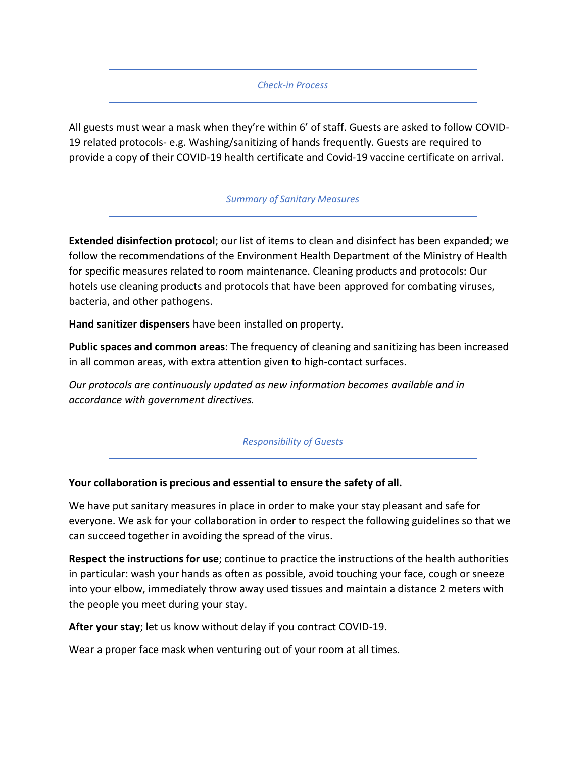## *Check-in Process*

All guests must wear a mask when they're within 6' of staff. Guests are asked to follow COVID-19 related protocols- e.g. Washing/sanitizing of hands frequently. Guests are required to provide a copy of their COVID-19 health certificate and Covid-19 vaccine certificate on arrival.

## *Summary of Sanitary Measures*

**Extended disinfection protocol**; our list of items to clean and disinfect has been expanded; we follow the recommendations of the Environment Health Department of the Ministry of Health for specific measures related to room maintenance. Cleaning products and protocols: Our hotels use cleaning products and protocols that have been approved for combating viruses, bacteria, and other pathogens.

**Hand sanitizer dispensers** have been installed on property.

**Public spaces and common areas**: The frequency of cleaning and sanitizing has been increased in all common areas, with extra attention given to high-contact surfaces.

*Our protocols are continuously updated as new information becomes available and in accordance with government directives.*

## *Responsibility of Guests*

**Your collaboration is precious and essential to ensure the safety of all.**

We have put sanitary measures in place in order to make your stay pleasant and safe for everyone. We ask for your collaboration in order to respect the following guidelines so that we can succeed together in avoiding the spread of the virus.

**Respect the instructions for use**; continue to practice the instructions of the health authorities in particular: wash your hands as often as possible, avoid touching your face, cough or sneeze into your elbow, immediately throw away used tissues and maintain a distance 2 meters with the people you meet during your stay.

**After your stay**; let us know without delay if you contract COVID-19.

Wear a proper face mask when venturing out of your room at all times.